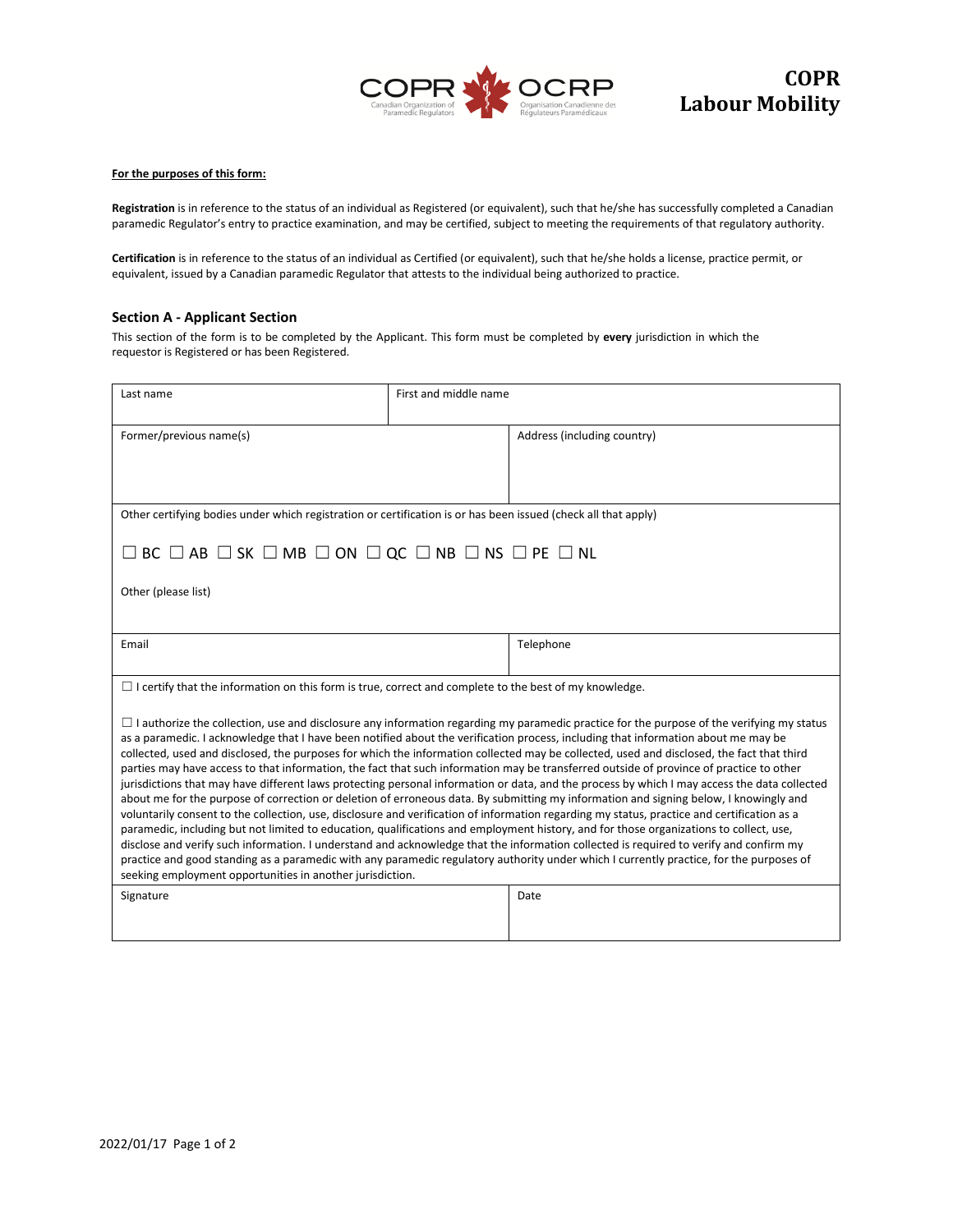# COPR Labour Mobility

**For the purposes of this form:**

**Registration** is in reference to the status of an individual as Registered (or equivalent), such that he/she has successfully completed a Canadian paramedic Regulator's entry to practice examination, and may be certified, subject to meeting the requirements of that regulatory authority.

**Certification** is in reference to the status of an individual as Certified (or equivalent), such that he/she holds a license, practice permit, or equivalent, issued by a Canadian paramedic Regulator that attests to the individual being authorized to practice.

## Section A - Applicant Section

This section of the form is to be completed by the Applicant. This form must be completed by **every** jurisdiction in which the requestor is Registered or has been Registered.

| Last name | First and middle name |
|---|---|
| | |

| Former/previous name(s) | Address (including country) |
|---|---|
| | |

Other certifying bodies under which registration or certification is or has been issued (check all that apply)

☐ BC ☐ AB ☐ SK ☐ MB ☐ ON ☐ QC ☐ NB ☐ NS ☐ PE ☐ NL

Other (please list)

| Email | Telephone |
|---|---|
| | |

☐ I certify that the information on this form is true, correct and complete to the best of my knowledge.

☐ I authorize the collection, use and disclosure any information regarding my paramedic practice for the purpose of the verifying my status as a paramedic. I acknowledge that I have been notified about the verification process, including that information about me may be collected, used and disclosed, the purposes for which the information collected may be collected, used and disclosed, the fact that third parties may have access to that information, the fact that such information may be transferred outside of province of practice to other jurisdictions that may have different laws protecting personal information or data, and the process by which I may access the data collected about me for the purpose of correction or deletion of erroneous data. By submitting my information and signing below, I knowingly and voluntarily consent to the collection, use, disclosure and verification of information regarding my status, practice and certification as a paramedic, including but not limited to education, qualifications and employment history, and for those organizations to collect, use, disclose and verify such information. I understand and acknowledge that the information collected is required to verify and confirm my practice and good standing as a paramedic with any paramedic regulatory authority under which I currently practice, for the purposes of seeking employment opportunities in another jurisdiction.

| Signature | Date |
|---|---|
| | |

2022/01/17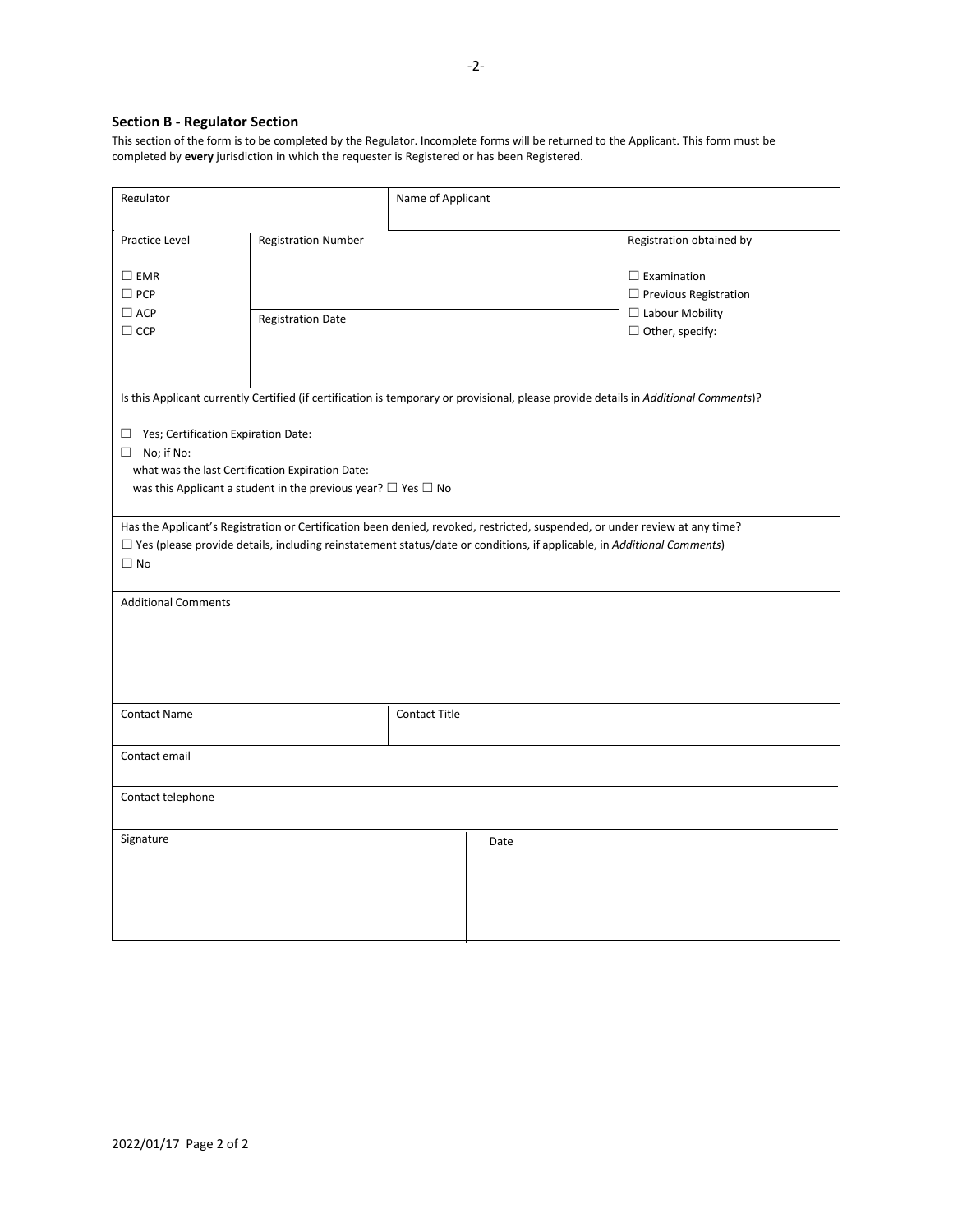## Section B - Regulator Section

This section of the form is to be completed by the Regulator. Incomplete forms will be returned to the Applicant. This form must be completed by **every** jurisdiction in which the requester is Registered or has been Registered.

| | | |
|---|---|---|
| Regulator | Name of Applicant | |
| Practice Level<br><br>☐ EMR<br>☐ PCP<br>☐ ACP<br>☐ CCP | Registration Number<br><br>Registration Date | Registration obtained by<br><br>☐ Examination<br>☐ Previous Registration<br>☐ Labour Mobility<br>☐ Other, specify: |

Is this Applicant currently Certified (if certification is temporary or provisional, please provide details in *Additional Comments*)?

☐ Yes; Certification Expiration Date:

☐ No; if No:

what was the last Certification Expiration Date:

was this Applicant a student in the previous year? ☐ Yes ☐ No

Has the Applicant's Registration or Certification been denied, revoked, restricted, suspended, or under review at any time?

☐ Yes (please provide details, including reinstatement status/date or conditions, if applicable, in *Additional Comments*)

☐ No

Additional Comments

| | |
|---|---|
| Contact Name | Contact Title |
| Contact email | |
| Contact telephone | |
| Signature | Date |

2022/01/17